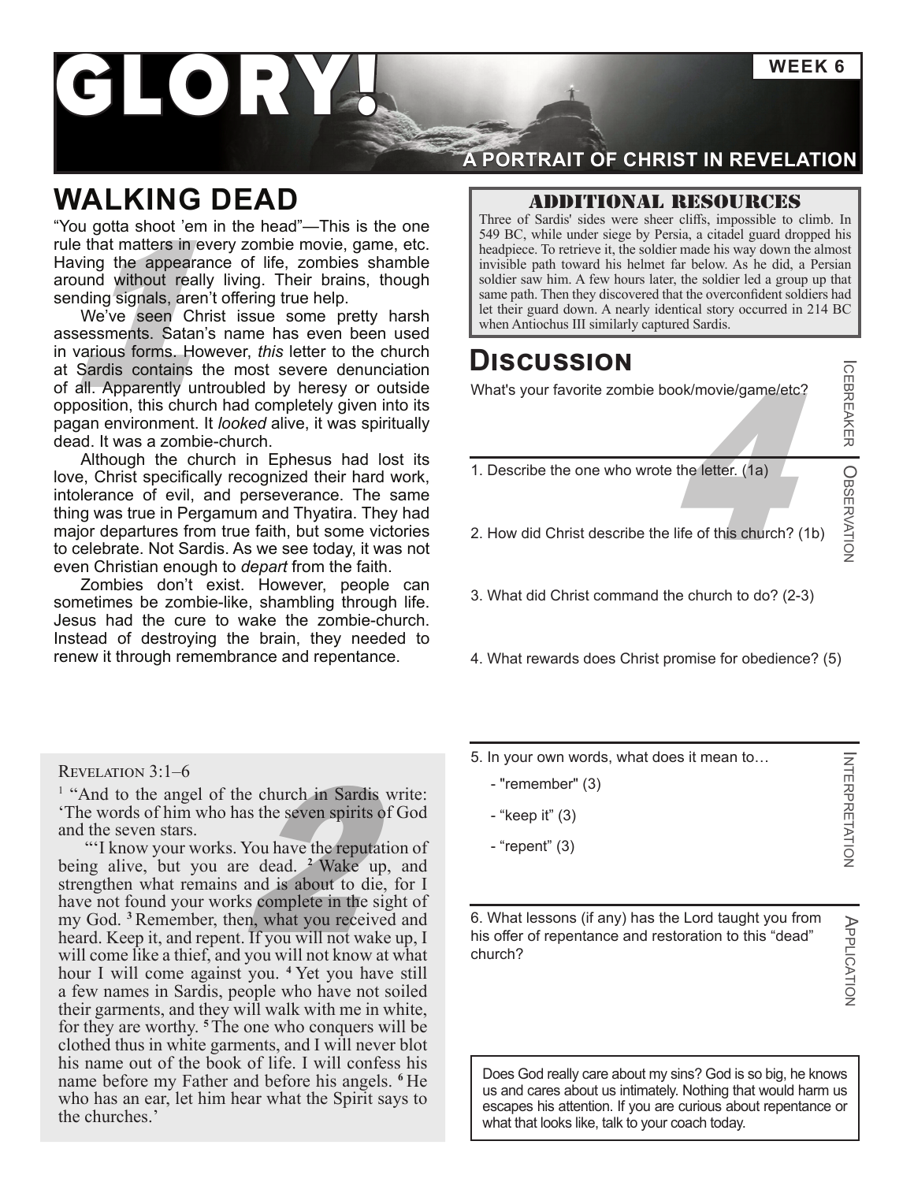# GLORY!

WEEK 6

A PORTRAIT OF CHRIST IN REVELATION

## WALKING DEAD

"You gotta shoot 'em in the head"—This is the one rule that matters in every zombie movie, game, etc. Having the appearance of life, zombies shamble around without really living. Their brains, though sending signals, aren't offering true help.

We've seen Christ issue some pretty harsh assessments. Satan's name has even been used in various forms. However, *this* letter to the church at Sardis contains the most severe denunciation of all. Apparently untroubled by heresy or outside opposition, this church had completely given into its pagan environment. It *looked* alive, it was spiritually dead. It was a zombie-church.

Although the church in Ephesus had lost its love, Christ specifically recognized their hard work, intolerance of evil, and perseverance. The same thing was true in Pergamum and Thyatira. They had major departures from true faith, but some victories to celebrate. Not Sardis. As we see today, it was not even Christian enough to *depart* from the faith.

Zombies don't exist. However, people can sometimes be zombie-like, shambling through life. Jesus had the cure to wake the zombie-church. Instead of destroying the brain, they needed to renew it through remembrance and repentance.

### Revelation 3:1–6

[1] "And to the angel of the church in Sardis write: 'The words of him who has the seven spirits of God and the seven stars.

"'I know your works. You have the reputation of being alive, but you are dead. [2] Wake up, and strengthen what remains and is about to die, for I have not found your works complete in the sight of my God. [3] Remember, then, what you received and heard. Keep it, and repent. If you will not wake up, I will come like a thief, and you will not know at what hour I will come against you. [4] Yet you have still a few names in Sardis, people who have not soiled their garments, and they will walk with me in white, for they are worthy. [5] The one who conquers will be clothed thus in white garments, and I will never blot his name out of the book of life. I will confess his name before my Father and before his angels. [6] He who has an ear, let him hear what the Spirit says to the churches.'

### Additional Resources

Three of Sardis' sides were sheer cliffs, impossible to climb. In 549 BC, while under siege by Persia, a citadel guard dropped his headpiece. To retrieve it, the soldier made his way down the almost invisible path toward his helmet far below. As he did, a Persian soldier saw him. A few hours later, the soldier led a group up that same path. Then they discovered that the overconfident soldiers had let their guard down. A nearly identical story occurred in 214 BC when Antiochus III similarly captured Sardis.

## Discussion

**Icebreaker**

What's your favorite zombie book/movie/game/etc?

**Observation**

1. Describe the one who wrote the letter. (1a)

2. How did Christ describe the life of this church? (1b)

3. What did Christ command the church to do? (2-3)

4. What rewards does Christ promise for obedience? (5)

**Interpretation**

5. In your own words, what does it mean to…
   - "remember" (3)
   - "keep it" (3)
   - "repent" (3)

**Application**

6. What lessons (if any) has the Lord taught you from his offer of repentance and restoration to this "dead" church?

Does God really care about my sins? God is so big, he knows us and cares about us intimately. Nothing that would harm us escapes his attention. If you are curious about repentance or what that looks like, talk to your coach today.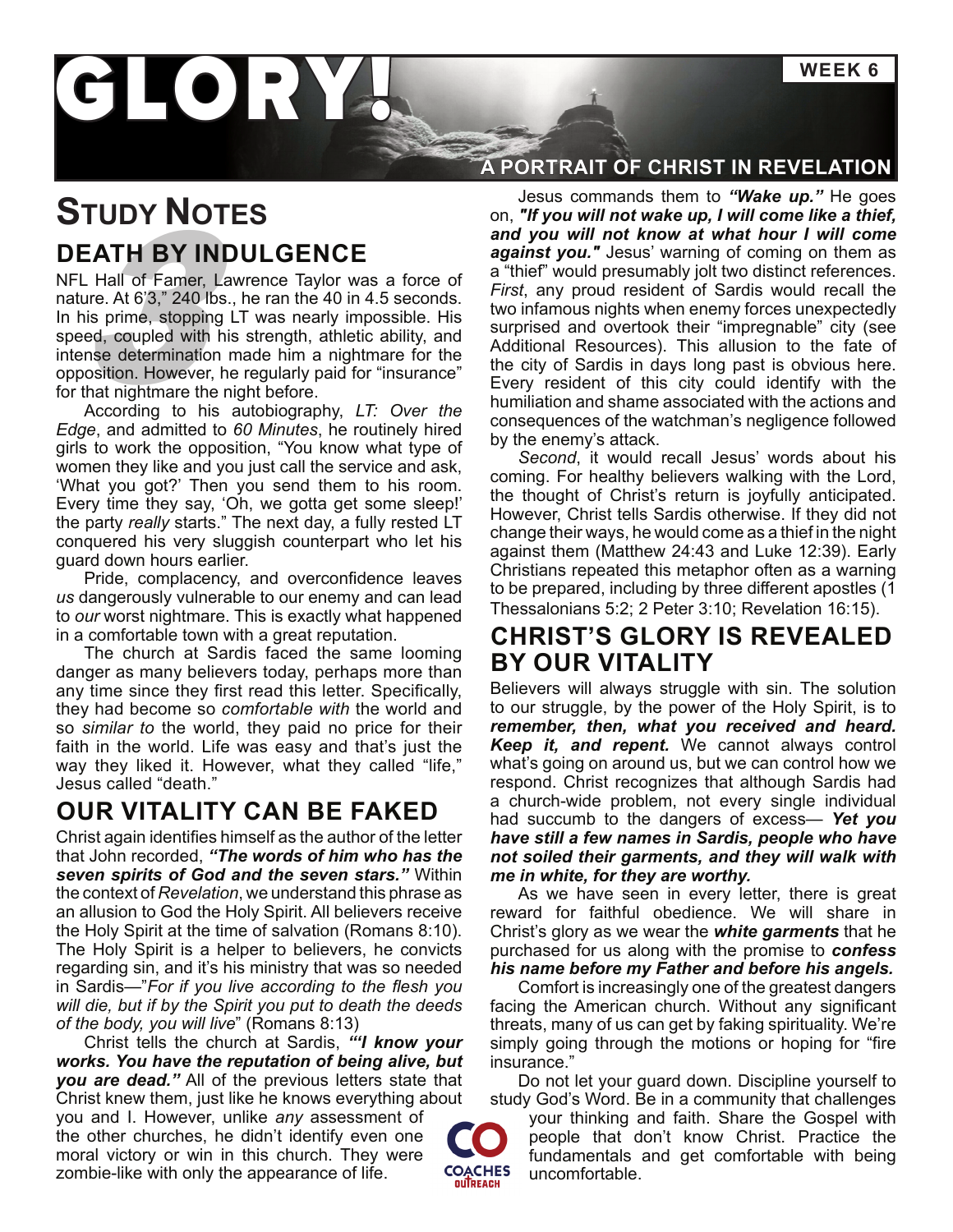# GLORY!

WEEK 6

A PORTRAIT OF CHRIST IN REVELATION

## STUDY NOTES

### DEATH BY INDULGENCE

NFL Hall of Famer, Lawrence Taylor was a force of nature. At 6'3," 240 lbs., he ran the 40 in 4.5 seconds. In his prime, stopping LT was nearly impossible. His speed, coupled with his strength, athletic ability, and intense determination made him a nightmare for the opposition. However, he regularly paid for "insurance" for that nightmare the night before.

According to his autobiography, *LT: Over the Edge*, and admitted to *60 Minutes*, he routinely hired girls to work the opposition, "You know what type of women they like and you just call the service and ask, 'What you got?' Then you send them to his room. Every time they say, 'Oh, we gotta get some sleep!' the party *really* starts." The next day, a fully rested LT conquered his very sluggish counterpart who let his guard down hours earlier.

Pride, complacency, and overconfidence leaves *us* dangerously vulnerable to our enemy and can lead to *our* worst nightmare. This is exactly what happened in a comfortable town with a great reputation.

The church at Sardis faced the same looming danger as many believers today, perhaps more than any time since they first read this letter. Specifically, they had become so *comfortable with* the world and so *similar to* the world, they paid no price for their faith in the world. Life was easy and that's just the way they liked it. However, what they called "life," Jesus called "death."

### OUR VITALITY CAN BE FAKED

Christ again identifies himself as the author of the letter that John recorded, ***"The words of him who has the seven spirits of God and the seven stars."*** Within the context of *Revelation*, we understand this phrase as an allusion to God the Holy Spirit. All believers receive the Holy Spirit at the time of salvation (Romans 8:10). The Holy Spirit is a helper to believers, he convicts regarding sin, and it's his ministry that was so needed in Sardis—"*For if you live according to the flesh you will die, but if by the Spirit you put to death the deeds of the body, you will live*" (Romans 8:13)

Christ tells the church at Sardis, ***"'I know your works. You have the reputation of being alive, but you are dead."*** All of the previous letters state that Christ knew them, just like he knows everything about you and I. However, unlike *any* assessment of the other churches, he didn't identify even one moral victory or win in this church. They were zombie-like with only the appearance of life.

Jesus commands them to ***"Wake up."*** He goes on, ***"If you will not wake up, I will come like a thief, and you will not know at what hour I will come against you."*** Jesus' warning of coming on them as a "thief" would presumably jolt two distinct references. *First*, any proud resident of Sardis would recall the two infamous nights when enemy forces unexpectedly surprised and overtook their "impregnable" city (see Additional Resources). This allusion to the fate of the city of Sardis in days long past is obvious here. Every resident of this city could identify with the humiliation and shame associated with the actions and consequences of the watchman's negligence followed by the enemy's attack.

*Second*, it would recall Jesus' words about his coming. For healthy believers walking with the Lord, the thought of Christ's return is joyfully anticipated. However, Christ tells Sardis otherwise. If they did not change their ways, he would come as a thief in the night against them (Matthew 24:43 and Luke 12:39). Early Christians repeated this metaphor often as a warning to be prepared, including by three different apostles (1 Thessalonians 5:2; 2 Peter 3:10; Revelation 16:15).

### CHRIST'S GLORY IS REVEALED BY OUR VITALITY

Believers will always struggle with sin. The solution to our struggle, by the power of the Holy Spirit, is to ***remember, then, what you received and heard. Keep it, and repent.*** We cannot always control what's going on around us, but we can control how we respond. Christ recognizes that although Sardis had a church-wide problem, not every single individual had succumb to the dangers of excess— ***Yet you have still a few names in Sardis, people who have not soiled their garments, and they will walk with me in white, for they are worthy.***

As we have seen in every letter, there is great reward for faithful obedience. We will share in Christ's glory as we wear the ***white garments*** that he purchased for us along with the promise to ***confess his name before my Father and before his angels.***

Comfort is increasingly one of the greatest dangers facing the American church. Without any significant threats, many of us can get by faking spirituality. We're simply going through the motions or hoping for "fire insurance."

Do not let your guard down. Discipline yourself to study God's Word. Be in a community that challenges your thinking and faith. Share the Gospel with people that don't know Christ. Practice the fundamentals and get comfortable with being uncomfortable.

COACHES OUTREACH